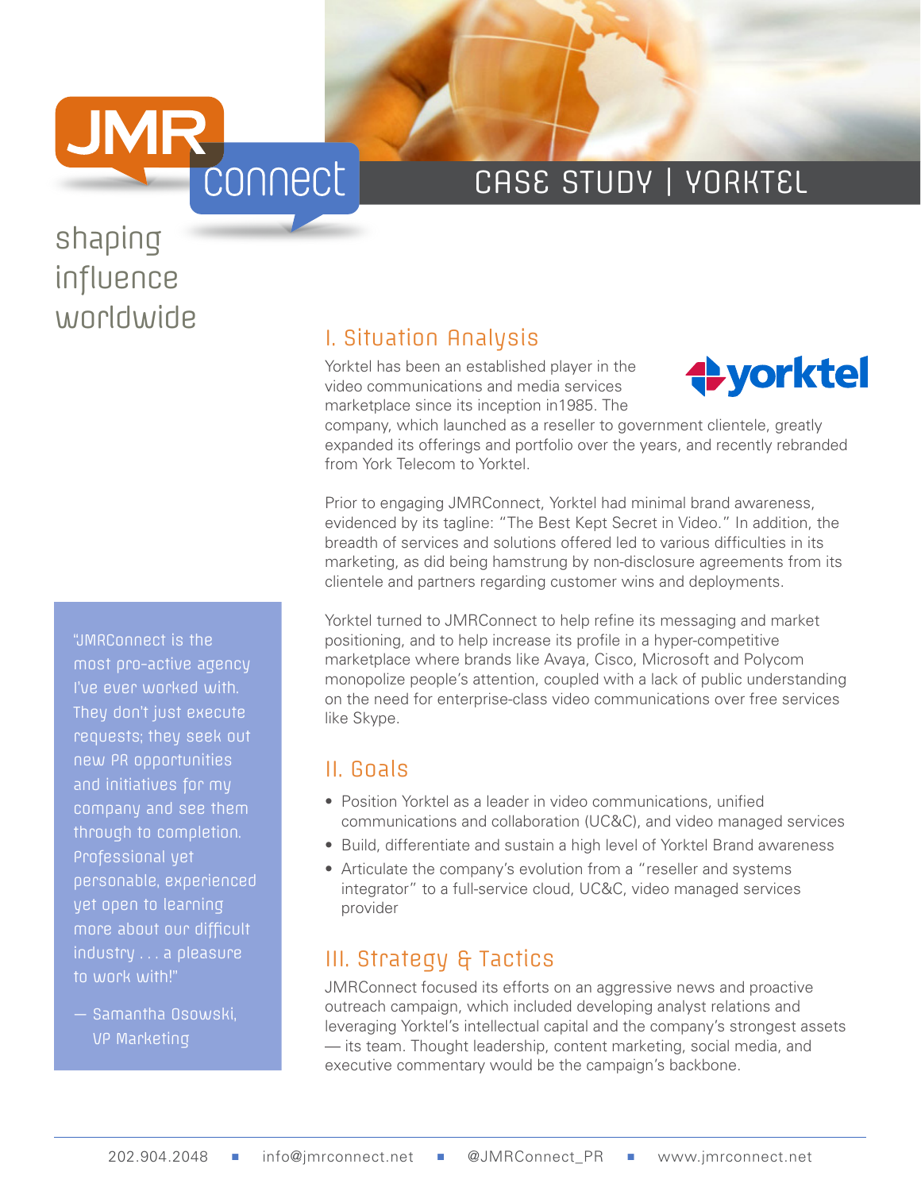JMR connect

shaping influence worldwide

# CASE STUDY | YORKTEL

## I. Situation Analysis

Yorktel has been an established player in the video communications and media services marketplace since its inception in1985. The company, which launched as a reseller to government clientele, greatly expanded its offerings and portfolio over the years, and recently rebranded from York Telecom to Yorktel.

Prior to engaging JMRConnect, Yorktel had minimal brand awareness, evidenced by its tagline: "The Best Kept Secret in Video." In addition, the breadth of services and solutions offered led to various difficulties in its marketing, as did being hamstrung by non-disclosure agreements from its clientele and partners regarding customer wins and deployments.

Yorktel turned to JMRConnect to help refine its messaging and market positioning, and to help increase its profile in a hyper-competitive marketplace where brands like Avaya, Cisco, Microsoft and Polycom monopolize people's attention, coupled with a lack of public understanding on the need for enterprise-class video communications over free services like Skype.

> "JMRConnect is the most pro-active agency I've ever worked with. They don't just execute requests; they seek out new PR opportunities and initiatives for my company and see them through to completion. Professional yet personable, experienced yet open to learning more about our difficult industry . . . a pleasure to work with!"
>
> — Samantha Osowski, VP Marketing

## II. Goals

- Position Yorktel as a leader in video communications, unified communications and collaboration (UC&C), and video managed services
- Build, differentiate and sustain a high level of Yorktel Brand awareness
- Articulate the company's evolution from a "reseller and systems integrator" to a full-service cloud, UC&C, video managed services provider

## III. Strategy & Tactics

JMRConnect focused its efforts on an aggressive news and proactive outreach campaign, which included developing analyst relations and leveraging Yorktel's intellectual capital and the company's strongest assets — its team. Thought leadership, content marketing, social media, and executive commentary would be the campaign's backbone.

202.904.2048 ■ info@jmrconnect.net ■ @JMRConnect_PR ■ www.jmrconnect.net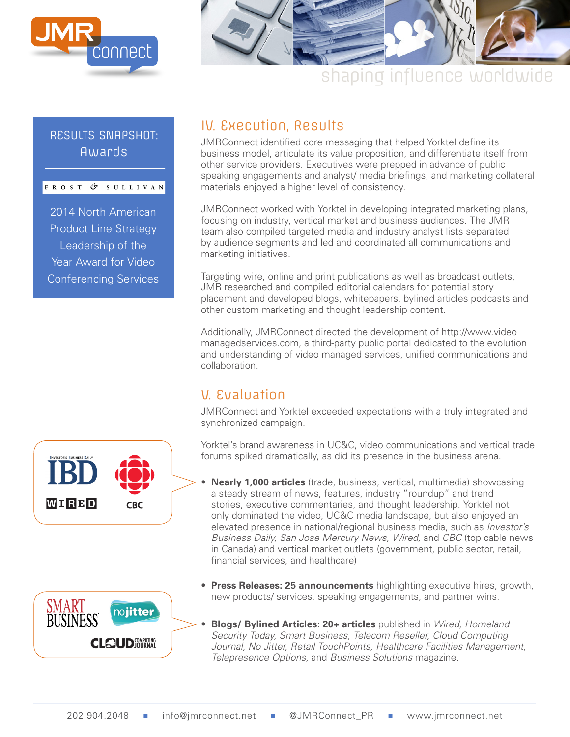RESULTS SNAPSHOT: Awards

FROST & SULLIVAN

2014 North American Product Line Strategy Leadership of the Year Award for Video Conferencing Services

## IV. Execution, Results

JMRConnect identified core messaging that helped Yorktel define its business model, articulate its value proposition, and differentiate itself from other service providers. Executives were prepped in advance of public speaking engagements and analyst/ media briefings, and marketing collateral materials enjoyed a higher level of consistency.

JMRConnect worked with Yorktel in developing integrated marketing plans, focusing on industry, vertical market and business audiences. The JMR team also compiled targeted media and industry analyst lists separated by audience segments and led and coordinated all communications and marketing initiatives.

Targeting wire, online and print publications as well as broadcast outlets, JMR researched and compiled editorial calendars for potential story placement and developed blogs, whitepapers, bylined articles podcasts and other custom marketing and thought leadership content.

Additionally, JMRConnect directed the development of http://www.videomanagedservices.com, a third-party public portal dedicated to the evolution and understanding of video managed services, unified communications and collaboration.

## V. Evaluation

JMRConnect and Yorktel exceeded expectations with a truly integrated and synchronized campaign.

Yorktel's brand awareness in UC&C, video communications and vertical trade forums spiked dramatically, as did its presence in the business arena.

- **Nearly 1,000 articles** (trade, business, vertical, multimedia) showcasing a steady stream of news, features, industry "roundup" and trend stories, executive commentaries, and thought leadership. Yorktel not only dominated the video, UC&C media landscape, but also enjoyed an elevated presence in national/regional business media, such as *Investor's Business Daily, San Jose Mercury News, Wired,* and *CBC* (top cable news in Canada) and vertical market outlets (government, public sector, retail, financial services, and healthcare)

- **Press Releases: 25 announcements** highlighting executive hires, growth, new products/ services, speaking engagements, and partner wins.

- **Blogs/ Bylined Articles: 20+ articles** published in *Wired, Homeland Security Today, Smart Business, Telecom Reseller, Cloud Computing Journal, No Jitter, Retail TouchPoints, Healthcare Facilities Management, Telepresence Options,* and *Business Solutions* magazine.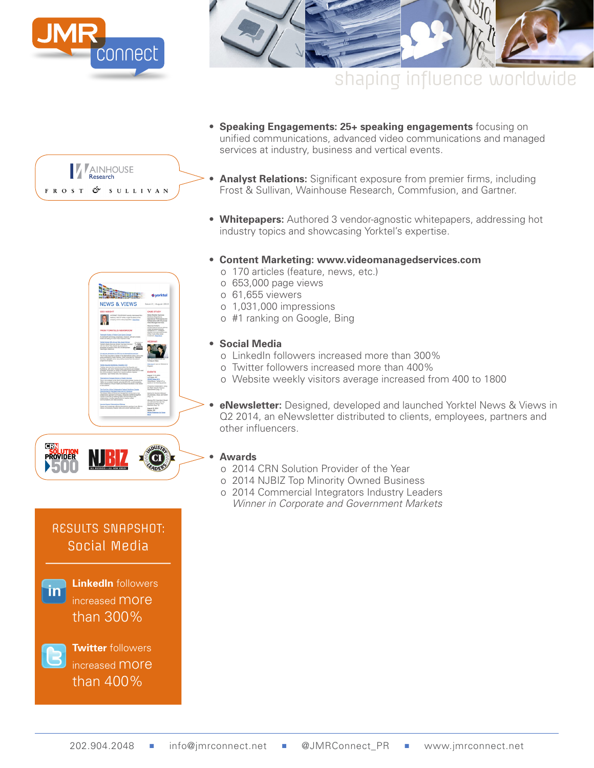shaping influence worldwide

- **Speaking Engagements: 25+ speaking engagements** focusing on unified communications, advanced video communications and managed services at industry, business and vertical events.

- **Analyst Relations:** Significant exposure from premier firms, including Frost & Sullivan, Wainhouse Research, Commfusion, and Gartner.

- **Whitepapers:** Authored 3 vendor-agnostic whitepapers, addressing hot industry topics and showcasing Yorktel's expertise.

- **Content Marketing: www.videomanagedservices.com**
  - 170 articles (feature, news, etc.)
  - 653,000 page views
  - 61,655 viewers
  - 1,031,000 impressions
  - #1 ranking on Google, Bing

- **Social Media**
  - LinkedIn followers increased more than 300%
  - Twitter followers increased more than 400%
  - Website weekly visitors average increased from 400 to 1800

- **eNewsletter:** Designed, developed and launched Yorktel News & Views in Q2 2014, an eNewsletter distributed to clients, employees, partners and other influencers.

- **Awards**
  - 2014 CRN Solution Provider of the Year
  - 2014 NJBIZ Top Minority Owned Business
  - 2014 Commercial Integrators Industry Leaders
    *Winner in Corporate and Government Markets*

## RESULTS SNAPSHOT: Social Media

**LinkedIn** followers increased more than 300%

**Twitter** followers increased more than 400%

202.904.2048 ■ info@jmrconnect.net ■ @JMRConnect_PR ■ www.jmrconnect.net